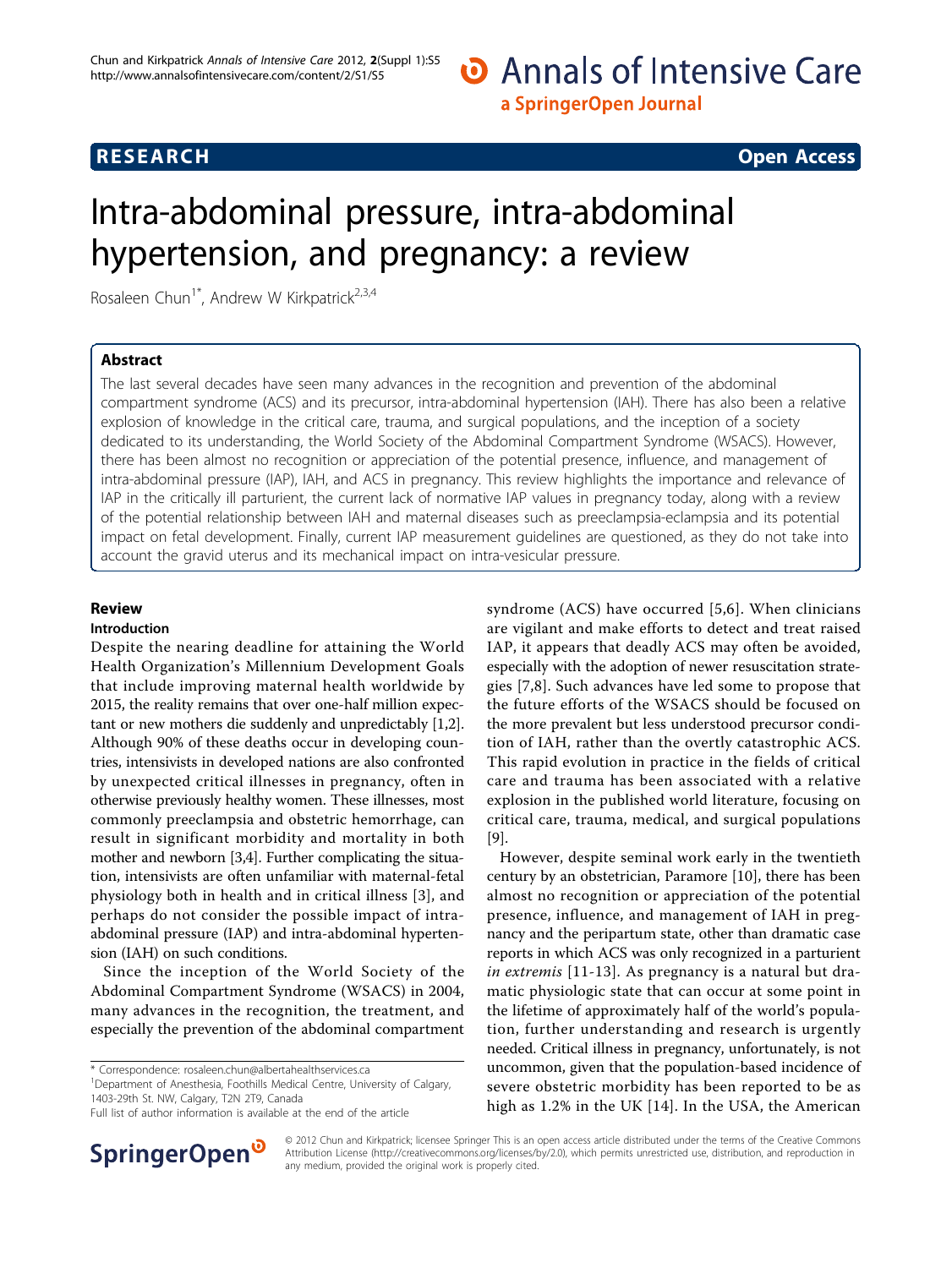RESEARCH Open Access

# Intra-abdominal pressure, intra-abdominal hypertension, and pregnancy: a review

Rosaleen Chun[1*], Andrew W Kirkpatrick[2,3,4]

## Abstract

The last several decades have seen many advances in the recognition and prevention of the abdominal compartment syndrome (ACS) and its precursor, intra-abdominal hypertension (IAH). There has also been a relative explosion of knowledge in the critical care, trauma, and surgical populations, and the inception of a society dedicated to its understanding, the World Society of the Abdominal Compartment Syndrome (WSACS). However, there has been almost no recognition or appreciation of the potential presence, influence, and management of intra-abdominal pressure (IAP), IAH, and ACS in pregnancy. This review highlights the importance and relevance of IAP in the critically ill parturient, the current lack of normative IAP values in pregnancy today, along with a review of the potential relationship between IAH and maternal diseases such as preeclampsia-eclampsia and its potential impact on fetal development. Finally, current IAP measurement guidelines are questioned, as they do not take into account the gravid uterus and its mechanical impact on intra-vesicular pressure.

## Review

### Introduction

Despite the nearing deadline for attaining the World Health Organization's Millennium Development Goals that include improving maternal health worldwide by 2015, the reality remains that over one-half million expectant or new mothers die suddenly and unpredictably [1,2]. Although 90% of these deaths occur in developing countries, intensivists in developed nations are also confronted by unexpected critical illnesses in pregnancy, often in otherwise previously healthy women. These illnesses, most commonly preeclampsia and obstetric hemorrhage, can result in significant morbidity and mortality in both mother and newborn [3,4]. Further complicating the situation, intensivists are often unfamiliar with maternal-fetal physiology both in health and in critical illness [3], and perhaps do not consider the possible impact of intra-abdominal pressure (IAP) and intra-abdominal hypertension (IAH) on such conditions.

Since the inception of the World Society of the Abdominal Compartment Syndrome (WSACS) in 2004, many advances in the recognition, the treatment, and especially the prevention of the abdominal compartment syndrome (ACS) have occurred [5,6]. When clinicians are vigilant and make efforts to detect and treat raised IAP, it appears that deadly ACS may often be avoided, especially with the adoption of newer resuscitation strategies [7,8]. Such advances have led some to propose that the future efforts of the WSACS should be focused on the more prevalent but less understood precursor condition of IAH, rather than the overtly catastrophic ACS. This rapid evolution in practice in the fields of critical care and trauma has been associated with a relative explosion in the published world literature, focusing on critical care, trauma, medical, and surgical populations [9].

However, despite seminal work early in the twentieth century by an obstetrician, Paramore [10], there has been almost no recognition or appreciation of the potential presence, influence, and management of IAH in pregnancy and the peripartum state, other than dramatic case reports in which ACS was only recognized in a parturient *in extremis* [11-13]. As pregnancy is a natural but dramatic physiologic state that can occur at some point in the lifetime of approximately half of the world's population, further understanding and research is urgently needed. Critical illness in pregnancy, unfortunately, is not uncommon, given that the population-based incidence of severe obstetric morbidity has been reported to be as high as 1.2% in the UK [14]. In the USA, the American

\* Correspondence: rosaleen.chun@albertahealthservices.ca

[1]Department of Anesthesia, Foothills Medical Centre, University of Calgary, 1403-29th St. NW, Calgary, T2N 2T9, Canada

Full list of author information is available at the end of the article

© 2012 Chun and Kirkpatrick; licensee Springer This is an open access article distributed under the terms of the Creative Commons Attribution License (http://creativecommons.org/licenses/by/2.0), which permits unrestricted use, distribution, and reproduction in any medium, provided the original work is properly cited.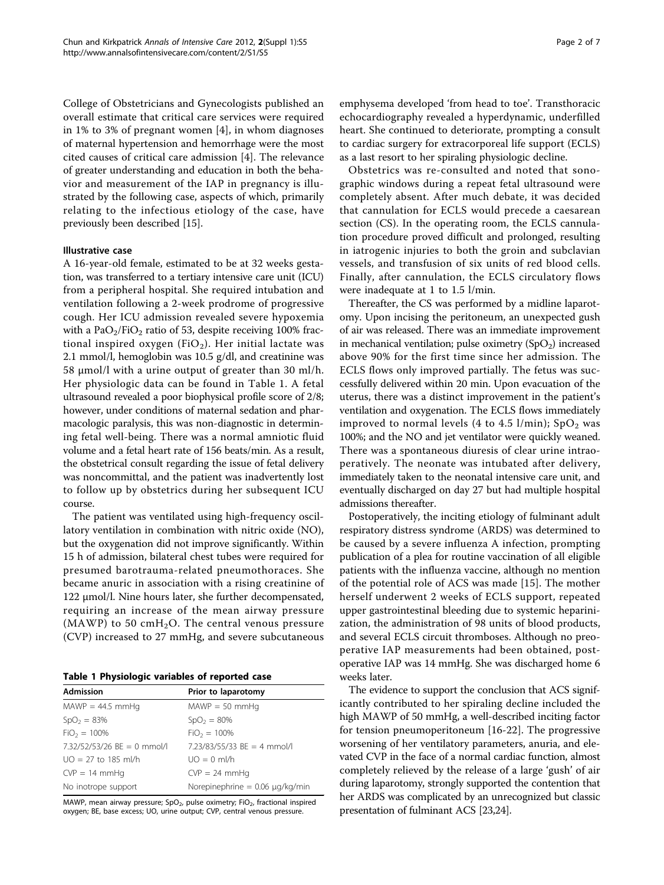College of Obstetricians and Gynecologists published an overall estimate that critical care services were required in 1% to 3% of pregnant women [4], in whom diagnoses of maternal hypertension and hemorrhage were the most cited causes of critical care admission [4]. The relevance of greater understanding and education in both the behavior and measurement of the IAP in pregnancy is illustrated by the following case, aspects of which, primarily relating to the infectious etiology of the case, have previously been described [15].

### Illustrative case

A 16-year-old female, estimated to be at 32 weeks gestation, was transferred to a tertiary intensive care unit (ICU) from a peripheral hospital. She required intubation and ventilation following a 2-week prodrome of progressive cough. Her ICU admission revealed severe hypoxemia with a $PaO_2/FiO_2$ ratio of 53, despite receiving 100% fractional inspired oxygen ($FiO_2$). Her initial lactate was 2.1 mmol/l, hemoglobin was 10.5 g/dl, and creatinine was 58 μmol/l with a urine output of greater than 30 ml/h. Her physiologic data can be found in Table 1. A fetal ultrasound revealed a poor biophysical profile score of 2/8; however, under conditions of maternal sedation and pharmacologic paralysis, this was non-diagnostic in determining fetal well-being. There was a normal amniotic fluid volume and a fetal heart rate of 156 beats/min. As a result, the obstetrical consult regarding the issue of fetal delivery was noncommittal, and the patient was inadvertently lost to follow up by obstetrics during her subsequent ICU course.

The patient was ventilated using high-frequency oscillatory ventilation in combination with nitric oxide (NO), but the oxygenation did not improve significantly. Within 15 h of admission, bilateral chest tubes were required for presumed barotrauma-related pneumothoraces. She became anuric in association with a rising creatinine of 122 μmol/l. Nine hours later, she further decompensated, requiring an increase of the mean airway pressure (MAWP) to 50 $cmH_2O$. The central venous pressure (CVP) increased to 27 mmHg, and severe subcutaneous emphysema developed 'from head to toe'. Transthoracic echocardiography revealed a hyperdynamic, underfilled heart. She continued to deteriorate, prompting a consult to cardiac surgery for extracorporeal life support (ECLS) as a last resort to her spiraling physiologic decline.

Obstetrics was re-consulted and noted that sonographic windows during a repeat fetal ultrasound were completely absent. After much debate, it was decided that cannulation for ECLS would precede a caesarean section (CS). In the operating room, the ECLS cannulation procedure proved difficult and prolonged, resulting in iatrogenic injuries to both the groin and subclavian vessels, and transfusion of six units of red blood cells. Finally, after cannulation, the ECLS circulatory flows were inadequate at 1 to 1.5 l/min.

Thereafter, the CS was performed by a midline laparotomy. Upon incising the peritoneum, an unexpected gush of air was released. There was an immediate improvement in mechanical ventilation; pulse oximetry ($SpO_2$) increased above 90% for the first time since her admission. The ECLS flows only improved partially. The fetus was successfully delivered within 20 min. Upon evacuation of the uterus, there was a distinct improvement in the patient's ventilation and oxygenation. The ECLS flows immediately improved to normal levels (4 to 4.5 l/min); $SpO_2$ was 100%; and the NO and jet ventilator were quickly weaned. There was a spontaneous diuresis of clear urine intraoperatively. The neonate was intubated after delivery, immediately taken to the neonatal intensive care unit, and eventually discharged on day 27 but had multiple hospital admissions thereafter.

Postoperatively, the inciting etiology of fulminant adult respiratory distress syndrome (ARDS) was determined to be caused by a severe influenza A infection, prompting publication of a plea for routine vaccination of all eligible patients with the influenza vaccine, although no mention of the potential role of ACS was made [15]. The mother herself underwent 2 weeks of ECLS support, repeated upper gastrointestinal bleeding due to systemic heparinization, the administration of 98 units of blood products, and several ECLS circuit thromboses. Although no preoperative IAP measurements had been obtained, postoperative IAP was 14 mmHg. She was discharged home 6 weeks later.

The evidence to support the conclusion that ACS significantly contributed to her spiraling decline included the high MAWP of 50 mmHg, a well-described inciting factor for tension pneumoperitoneum [16-22]. The progressive worsening of her ventilatory parameters, anuria, and elevated CVP in the face of a normal cardiac function, almost completely relieved by the release of a large 'gush' of air during laparotomy, strongly supported the contention that her ARDS was complicated by an unrecognized but classic presentation of fulminant ACS [23,24].

**Table 1 Physiologic variables of reported case**

| Admission | Prior to laparotomy |
|---|---|
| MAWP = 44.5 mmHg | MAWP = 50 mmHg |
| $SpO_2$ = 83% | $SpO_2$ = 80% |
| $FiO_2$ = 100% | $FiO_2$ = 100% |
| 7.32/52/53/26 BE = 0 mmol/l | 7.23/83/55/33 BE = 4 mmol/l |
| UO = 27 to 185 ml/h | UO = 0 ml/h |
| CVP = 14 mmHg | CVP = 24 mmHg |
| No inotrope support | Norepinephrine = 0.06 μg/kg/min |

MAWP, mean airway pressure; $SpO_2$, pulse oximetry; $FiO_2$, fractional inspired oxygen; BE, base excess; UO, urine output; CVP, central venous pressure.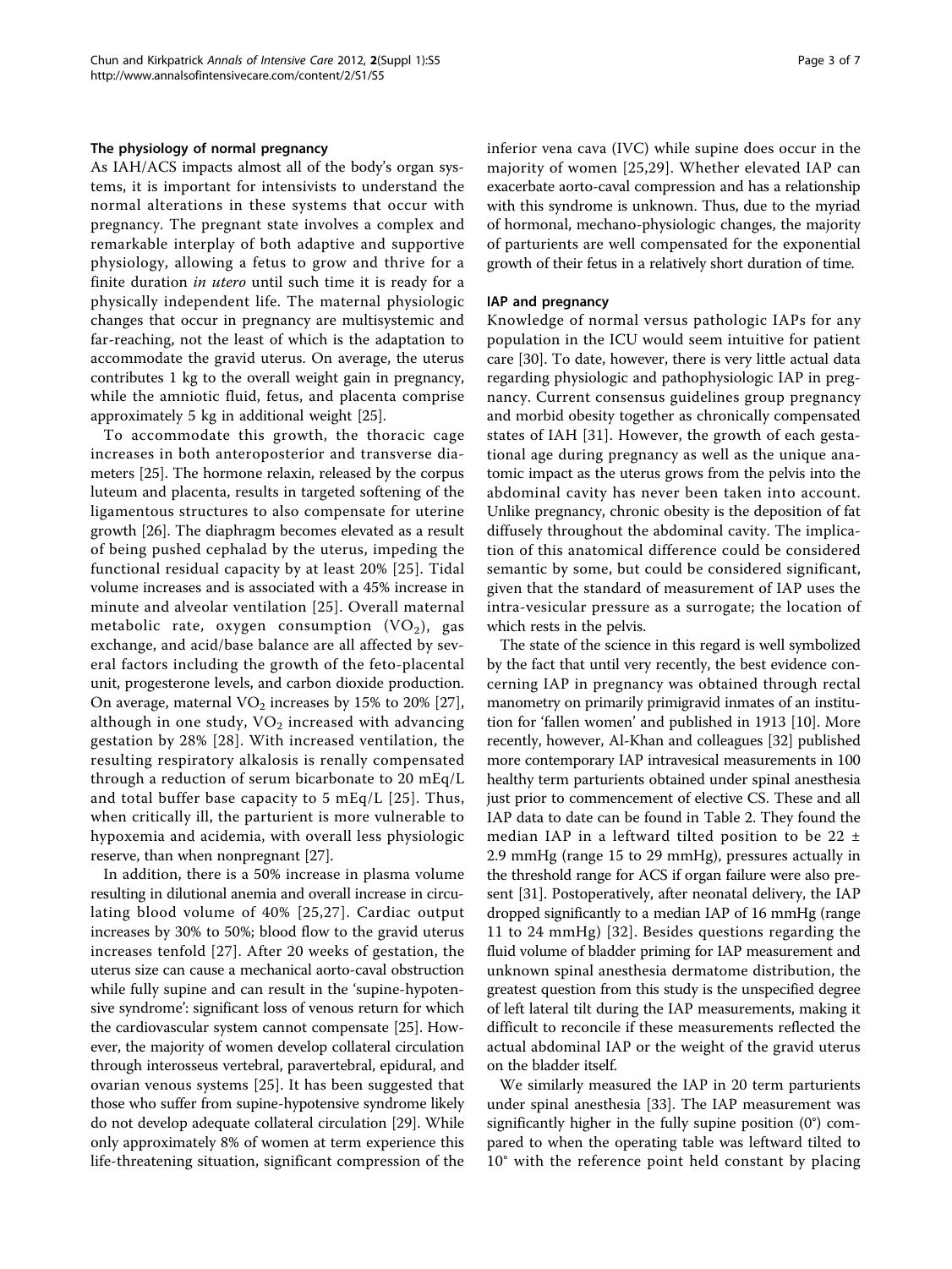### The physiology of normal pregnancy

As IAH/ACS impacts almost all of the body's organ systems, it is important for intensivists to understand the normal alterations in these systems that occur with pregnancy. The pregnant state involves a complex and remarkable interplay of both adaptive and supportive physiology, allowing a fetus to grow and thrive for a finite duration *in utero* until such time it is ready for a physically independent life. The maternal physiologic changes that occur in pregnancy are multisystemic and far-reaching, not the least of which is the adaptation to accommodate the gravid uterus. On average, the uterus contributes 1 kg to the overall weight gain in pregnancy, while the amniotic fluid, fetus, and placenta comprise approximately 5 kg in additional weight [25].

To accommodate this growth, the thoracic cage increases in both anteroposterior and transverse diameters [25]. The hormone relaxin, released by the corpus luteum and placenta, results in targeted softening of the ligamentous structures to also compensate for uterine growth [26]. The diaphragm becomes elevated as a result of being pushed cephalad by the uterus, impeding the functional residual capacity by at least 20% [25]. Tidal volume increases and is associated with a 45% increase in minute and alveolar ventilation [25]. Overall maternal metabolic rate, oxygen consumption ($VO_2$), gas exchange, and acid/base balance are all affected by several factors including the growth of the feto-placental unit, progesterone levels, and carbon dioxide production. On average, maternal $VO_2$ increases by 15% to 20% [27], although in one study, $VO_2$ increased with advancing gestation by 28% [28]. With increased ventilation, the resulting respiratory alkalosis is renally compensated through a reduction of serum bicarbonate to 20 mEq/L and total buffer base capacity to 5 mEq/L [25]. Thus, when critically ill, the parturient is more vulnerable to hypoxemia and acidemia, with overall less physiologic reserve, than when nonpregnant [27].

In addition, there is a 50% increase in plasma volume resulting in dilutional anemia and overall increase in circulating blood volume of 40% [25,27]. Cardiac output increases by 30% to 50%; blood flow to the gravid uterus increases tenfold [27]. After 20 weeks of gestation, the uterus size can cause a mechanical aorto-caval obstruction while fully supine and can result in the 'supine-hypotensive syndrome': significant loss of venous return for which the cardiovascular system cannot compensate [25]. However, the majority of women develop collateral circulation through interosseus vertebral, paravertebral, epidural, and ovarian venous systems [25]. It has been suggested that those who suffer from supine-hypotensive syndrome likely do not develop adequate collateral circulation [29]. While only approximately 8% of women at term experience this life-threatening situation, significant compression of the inferior vena cava (IVC) while supine does occur in the majority of women [25,29]. Whether elevated IAP can exacerbate aorto-caval compression and has a relationship with this syndrome is unknown. Thus, due to the myriad of hormonal, mechano-physiologic changes, the majority of parturients are well compensated for the exponential growth of their fetus in a relatively short duration of time.

### IAP and pregnancy

Knowledge of normal versus pathologic IAPs for any population in the ICU would seem intuitive for patient care [30]. To date, however, there is very little actual data regarding physiologic and pathophysiologic IAP in pregnancy. Current consensus guidelines group pregnancy and morbid obesity together as chronically compensated states of IAH [31]. However, the growth of each gestational age during pregnancy as well as the unique anatomic impact as the uterus grows from the pelvis into the abdominal cavity has never been taken into account. Unlike pregnancy, chronic obesity is the deposition of fat diffusely throughout the abdominal cavity. The implication of this anatomical difference could be considered semantic by some, but could be considered significant, given that the standard of measurement of IAP uses the intra-vesicular pressure as a surrogate; the location of which rests in the pelvis.

The state of the science in this regard is well symbolized by the fact that until very recently, the best evidence concerning IAP in pregnancy was obtained through rectal manometry on primarily primigravid inmates of an institution for 'fallen women' and published in 1913 [10]. More recently, however, Al-Khan and colleagues [32] published more contemporary IAP intravesical measurements in 100 healthy term parturients obtained under spinal anesthesia just prior to commencement of elective CS. These and all IAP data to date can be found in Table 2. They found the median IAP in a leftward tilted position to be 22 ± 2.9 mmHg (range 15 to 29 mmHg), pressures actually in the threshold range for ACS if organ failure were also present [31]. Postoperatively, after neonatal delivery, the IAP dropped significantly to a median IAP of 16 mmHg (range 11 to 24 mmHg) [32]. Besides questions regarding the fluid volume of bladder priming for IAP measurement and unknown spinal anesthesia dermatome distribution, the greatest question from this study is the unspecified degree of left lateral tilt during the IAP measurements, making it difficult to reconcile if these measurements reflected the actual abdominal IAP or the weight of the gravid uterus on the bladder itself.

We similarly measured the IAP in 20 term parturients under spinal anesthesia [33]. The IAP measurement was significantly higher in the fully supine position (0°) compared to when the operating table was leftward tilted to 10° with the reference point held constant by placing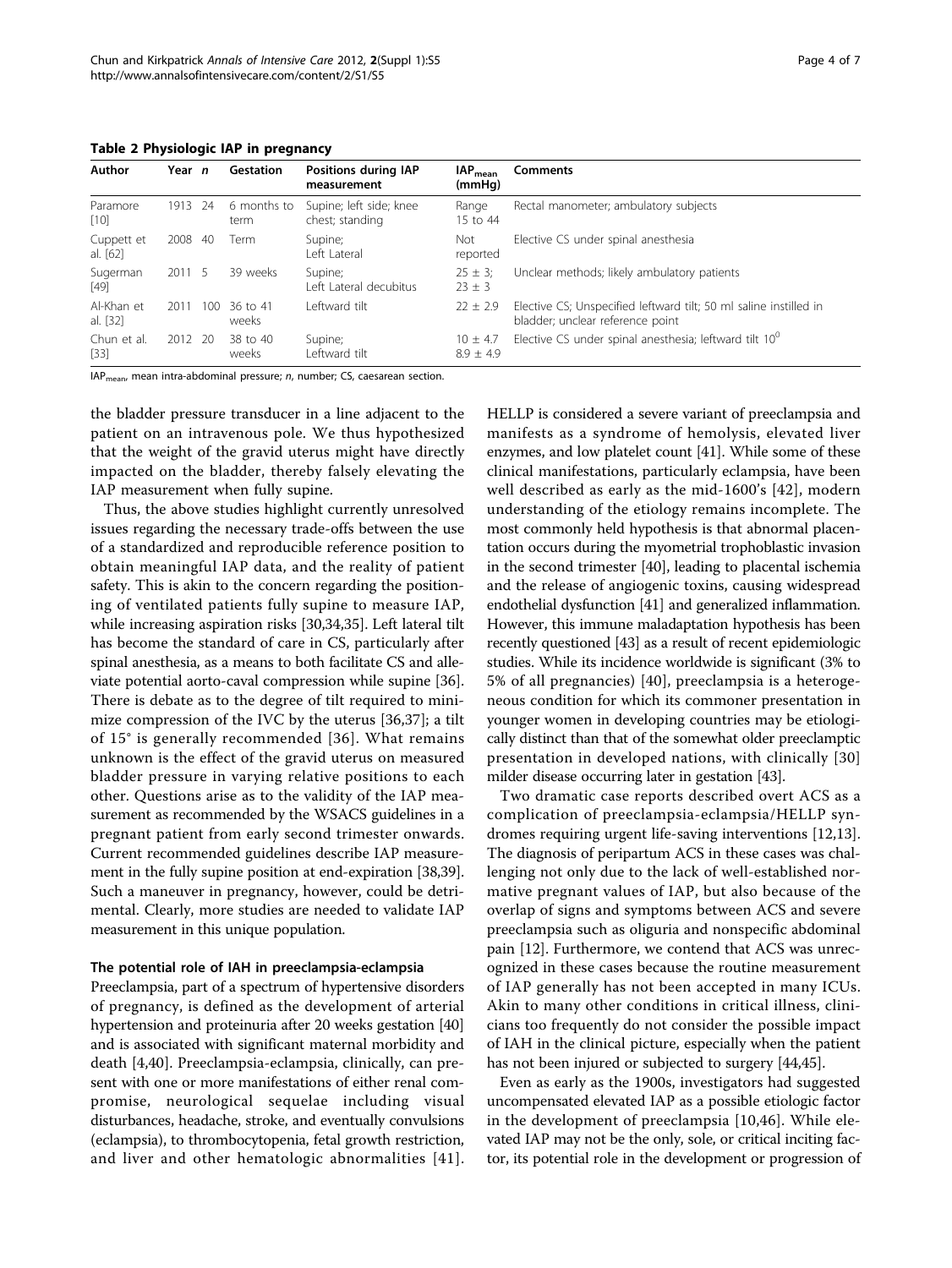**Table 2 Physiologic IAP in pregnancy**

| Author | Year | *n* | Gestation | Positions during IAP measurement | $IAP_{mean}$ (mmHg) | Comments |
|---|---|---|---|---|---|---|
| Paramore [10] | 1913 | 24 | 6 months to term | Supine; left side; knee chest; standing | Range 15 to 44 | Rectal manometer; ambulatory subjects |
| Cuppett et al. [62] | 2008 | 40 | Term | Supine; Left Lateral | Not reported | Elective CS under spinal anesthesia |
| Sugerman [49] | 2011 | 5 | 39 weeks | Supine; Left Lateral decubitus | 25 ± 3; 23 ± 3 | Unclear methods; likely ambulatory patients |
| Al-Khan et al. [32] | 2011 | 100 | 36 to 41 weeks | Leftward tilt | 22 ± 2.9 | Elective CS; Unspecified leftward tilt; 50 ml saline instilled in bladder; unclear reference point |
| Chun et al. [33] | 2012 | 20 | 38 to 40 weeks | Supine; Leftward tilt | 10 ± 4.7 8.9 ± 4.9 | Elective CS under spinal anesthesia; leftward tilt $10^0$ |

$IAP_{mean}$, mean intra-abdominal pressure; *n*, number; CS, caesarean section.

the bladder pressure transducer in a line adjacent to the patient on an intravenous pole. We thus hypothesized that the weight of the gravid uterus might have directly impacted on the bladder, thereby falsely elevating the IAP measurement when fully supine.

Thus, the above studies highlight currently unresolved issues regarding the necessary trade-offs between the use of a standardized and reproducible reference position to obtain meaningful IAP data, and the reality of patient safety. This is akin to the concern regarding the positioning of ventilated patients fully supine to measure IAP, while increasing aspiration risks [30,34,35]. Left lateral tilt has become the standard of care in CS, particularly after spinal anesthesia, as a means to both facilitate CS and alleviate potential aorto-caval compression while supine [36]. There is debate as to the degree of tilt required to minimize compression of the IVC by the uterus [36,37]; a tilt of 15° is generally recommended [36]. What remains unknown is the effect of the gravid uterus on measured bladder pressure in varying relative positions to each other. Questions arise as to the validity of the IAP measurement as recommended by the WSACS guidelines in a pregnant patient from early second trimester onwards. Current recommended guidelines describe IAP measurement in the fully supine position at end-expiration [38,39]. Such a maneuver in pregnancy, however, could be detrimental. Clearly, more studies are needed to validate IAP measurement in this unique population.

### The potential role of IAH in preeclampsia-eclampsia

Preeclampsia, part of a spectrum of hypertensive disorders of pregnancy, is defined as the development of arterial hypertension and proteinuria after 20 weeks gestation [40] and is associated with significant maternal morbidity and death [4,40]. Preeclampsia-eclampsia, clinically, can present with one or more manifestations of either renal compromise, neurological sequelae including visual disturbances, headache, stroke, and eventually convulsions (eclampsia), to thrombocytopenia, fetal growth restriction, and liver and other hematologic abnormalities [41]. HELLP is considered a severe variant of preeclampsia and manifests as a syndrome of hemolysis, elevated liver enzymes, and low platelet count [41]. While some of these clinical manifestations, particularly eclampsia, have been well described as early as the mid-1600's [42], modern understanding of the etiology remains incomplete. The most commonly held hypothesis is that abnormal placentation occurs during the myometrial trophoblastic invasion in the second trimester [40], leading to placental ischemia and the release of angiogenic toxins, causing widespread endothelial dysfunction [41] and generalized inflammation. However, this immune maladaptation hypothesis has been recently questioned [43] as a result of recent epidemiologic studies. While its incidence worldwide is significant (3% to 5% of all pregnancies) [40], preeclampsia is a heterogeneous condition for which its commoner presentation in younger women in developing countries may be etiologically distinct than that of the somewhat older preeclamptic presentation in developed nations, with clinically [30] milder disease occurring later in gestation [43].

Two dramatic case reports described overt ACS as a complication of preeclampsia-eclampsia/HELLP syndromes requiring urgent life-saving interventions [12,13]. The diagnosis of peripartum ACS in these cases was challenging not only due to the lack of well-established normative pregnant values of IAP, but also because of the overlap of signs and symptoms between ACS and severe preeclampsia such as oliguria and nonspecific abdominal pain [12]. Furthermore, we contend that ACS was unrecognized in these cases because the routine measurement of IAP generally has not been accepted in many ICUs. Akin to many other conditions in critical illness, clinicians too frequently do not consider the possible impact of IAH in the clinical picture, especially when the patient has not been injured or subjected to surgery [44,45].

Even as early as the 1900s, investigators had suggested uncompensated elevated IAP as a possible etiologic factor in the development of preeclampsia [10,46]. While elevated IAP may not be the only, sole, or critical inciting factor, its potential role in the development or progression of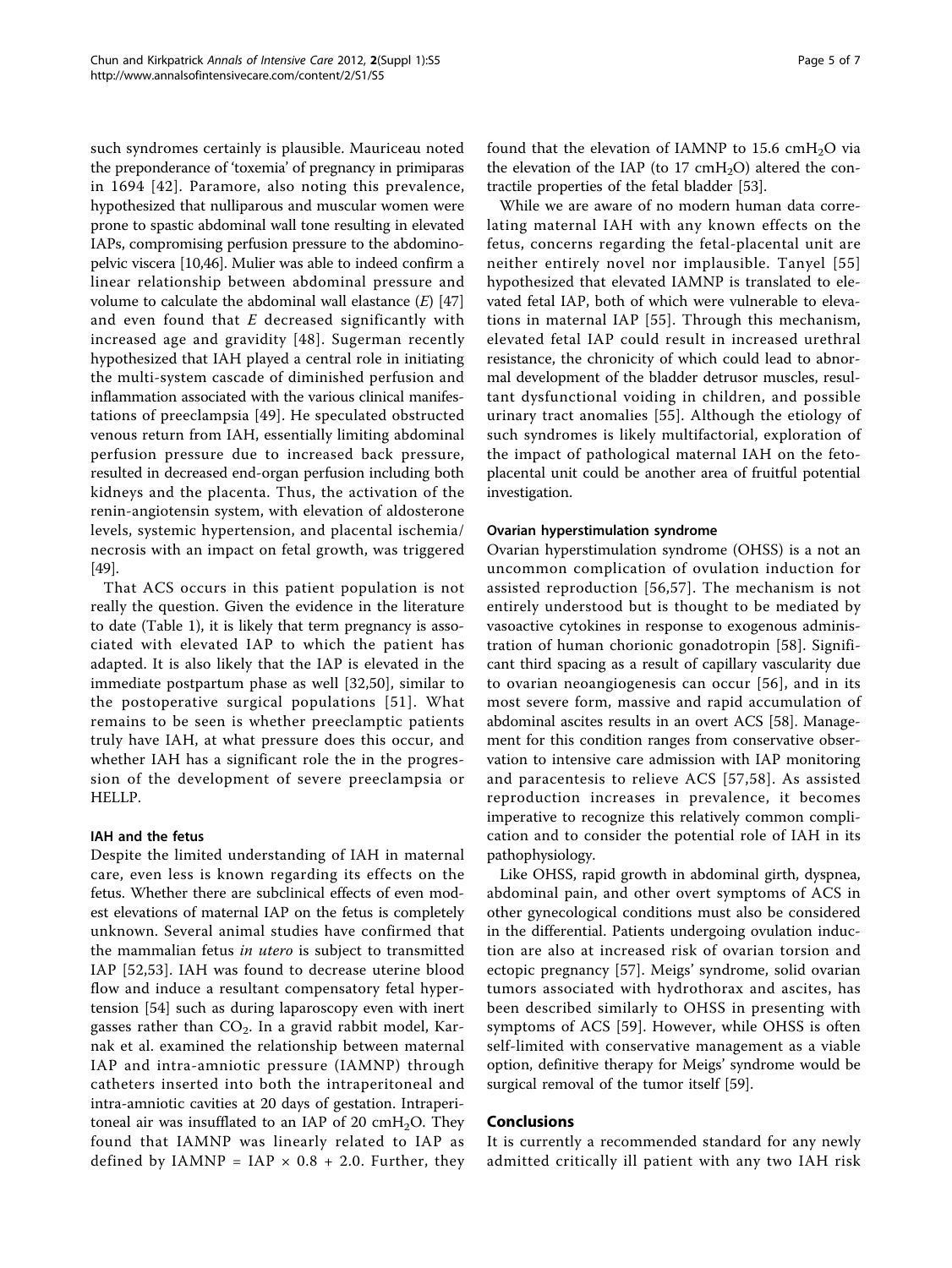such syndromes certainly is plausible. Mauriceau noted the preponderance of 'toxemia' of pregnancy in primiparas in 1694 [42]. Paramore, also noting this prevalence, hypothesized that nulliparous and muscular women were prone to spastic abdominal wall tone resulting in elevated IAPs, compromising perfusion pressure to the abdomino-pelvic viscera [10,46]. Mulier was able to indeed confirm a linear relationship between abdominal pressure and volume to calculate the abdominal wall elastance ($E$) [47] and even found that $E$ decreased significantly with increased age and gravidity [48]. Sugerman recently hypothesized that IAH played a central role in initiating the multi-system cascade of diminished perfusion and inflammation associated with the various clinical manifestations of preeclampsia [49]. He speculated obstructed venous return from IAH, essentially limiting abdominal perfusion pressure due to increased back pressure, resulted in decreased end-organ perfusion including both kidneys and the placenta. Thus, the activation of the renin-angiotensin system, with elevation of aldosterone levels, systemic hypertension, and placental ischemia/necrosis with an impact on fetal growth, was triggered [49].

That ACS occurs in this patient population is not really the question. Given the evidence in the literature to date (Table 1), it is likely that term pregnancy is associated with elevated IAP to which the patient has adapted. It is also likely that the IAP is elevated in the immediate postpartum phase as well [32,50], similar to the postoperative surgical populations [51]. What remains to be seen is whether preeclamptic patients truly have IAH, at what pressure does this occur, and whether IAH has a significant role the in the progression of the development of severe preeclampsia or HELLP.

### IAH and the fetus

Despite the limited understanding of IAH in maternal care, even less is known regarding its effects on the fetus. Whether there are subclinical effects of even modest elevations of maternal IAP on the fetus is completely unknown. Several animal studies have confirmed that the mammalian fetus *in utero* is subject to transmitted IAP [52,53]. IAH was found to decrease uterine blood flow and induce a resultant compensatory fetal hypertension [54] such as during laparoscopy even with inert gasses rather than $CO_2$. In a gravid rabbit model, Karnak et al. examined the relationship between maternal IAP and intra-amniotic pressure (IAMNP) through catheters inserted into both the intraperitoneal and intra-amniotic cavities at 20 days of gestation. Intraperitoneal air was insufflated to an IAP of 20 $cmH_2O$. They found that IAMNP was linearly related to IAP as defined by IAMNP = IAP $\times$ 0.8 + 2.0. Further, they found that the elevation of IAMNP to 15.6 $cmH_2O$ via the elevation of the IAP (to 17 $cmH_2O$) altered the contractile properties of the fetal bladder [53].

While we are aware of no modern human data correlating maternal IAH with any known effects on the fetus, concerns regarding the fetal-placental unit are neither entirely novel nor implausible. Tanyel [55] hypothesized that elevated IAMNP is translated to elevated fetal IAP, both of which were vulnerable to elevations in maternal IAP [55]. Through this mechanism, elevated fetal IAP could result in increased urethral resistance, the chronicity of which could lead to abnormal development of the bladder detrusor muscles, resultant dysfunctional voiding in children, and possible urinary tract anomalies [55]. Although the etiology of such syndromes is likely multifactorial, exploration of the impact of pathological maternal IAH on the feto-placental unit could be another area of fruitful potential investigation.

### Ovarian hyperstimulation syndrome

Ovarian hyperstimulation syndrome (OHSS) is a not an uncommon complication of ovulation induction for assisted reproduction [56,57]. The mechanism is not entirely understood but is thought to be mediated by vasoactive cytokines in response to exogenous administration of human chorionic gonadotropin [58]. Significant third spacing as a result of capillary vascularity due to ovarian neoangiogenesis can occur [56], and in its most severe form, massive and rapid accumulation of abdominal ascites results in an overt ACS [58]. Management for this condition ranges from conservative observation to intensive care admission with IAP monitoring and paracentesis to relieve ACS [57,58]. As assisted reproduction increases in prevalence, it becomes imperative to recognize this relatively common complication and to consider the potential role of IAH in its pathophysiology.

Like OHSS, rapid growth in abdominal girth, dyspnea, abdominal pain, and other overt symptoms of ACS in other gynecological conditions must also be considered in the differential. Patients undergoing ovulation induction are also at increased risk of ovarian torsion and ectopic pregnancy [57]. Meigs' syndrome, solid ovarian tumors associated with hydrothorax and ascites, has been described similarly to OHSS in presenting with symptoms of ACS [59]. However, while OHSS is often self-limited with conservative management as a viable option, definitive therapy for Meigs' syndrome would be surgical removal of the tumor itself [59].

## Conclusions

It is currently a recommended standard for any newly admitted critically ill patient with any two IAH risk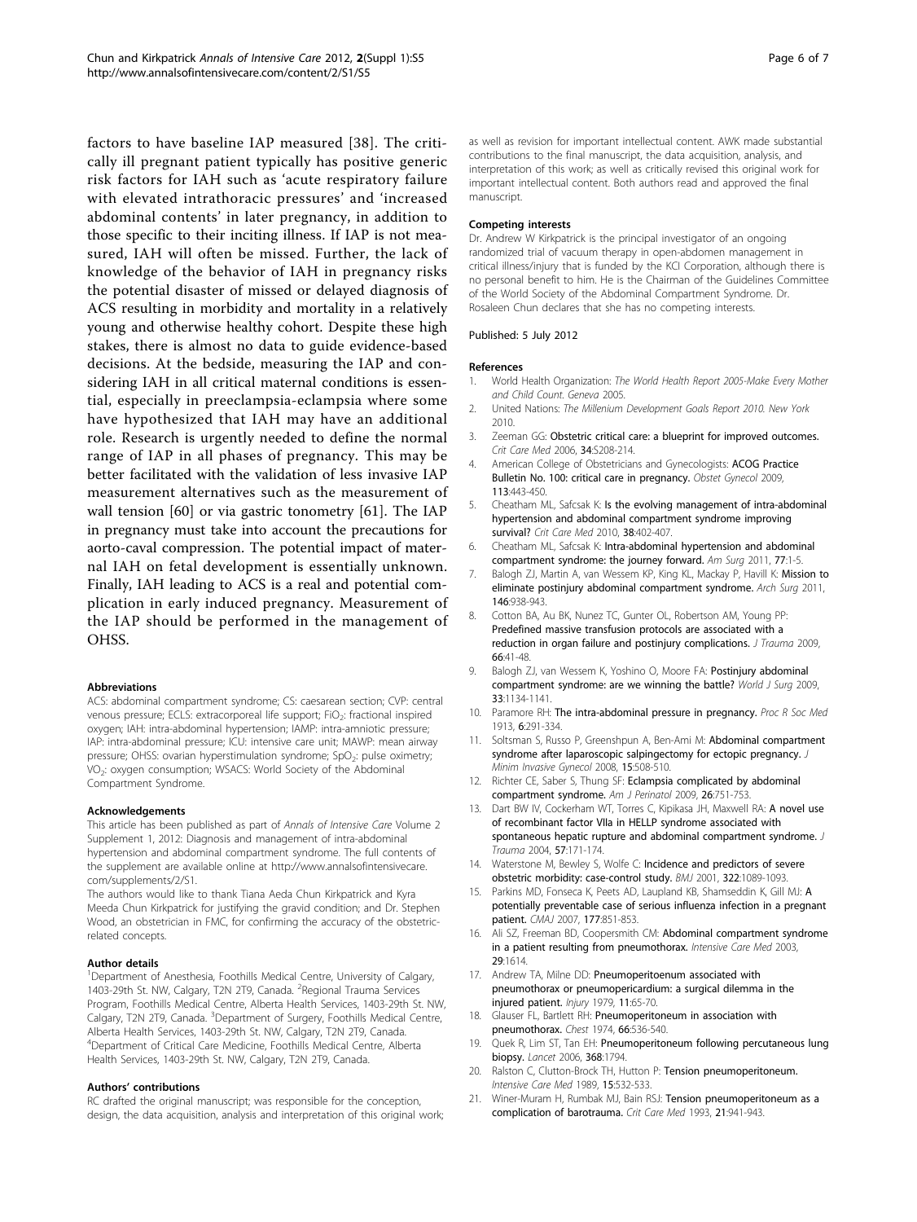factors to have baseline IAP measured [38]. The critically ill pregnant patient typically has positive generic risk factors for IAH such as 'acute respiratory failure with elevated intrathoracic pressures' and 'increased abdominal contents' in later pregnancy, in addition to those specific to their inciting illness. If IAP is not measured, IAH will often be missed. Further, the lack of knowledge of the behavior of IAH in pregnancy risks the potential disaster of missed or delayed diagnosis of ACS resulting in morbidity and mortality in a relatively young and otherwise healthy cohort. Despite these high stakes, there is almost no data to guide evidence-based decisions. At the bedside, measuring the IAP and considering IAH in all critical maternal conditions is essential, especially in preeclampsia-eclampsia where some have hypothesized that IAH may have an additional role. Research is urgently needed to define the normal range of IAP in all phases of pregnancy. This may be better facilitated with the validation of less invasive IAP measurement alternatives such as the measurement of wall tension [60] or via gastric tonometry [61]. The IAP in pregnancy must take into account the precautions for aorto-caval compression. The potential impact of maternal IAH on fetal development is essentially unknown. Finally, IAH leading to ACS is a real and potential complication in early induced pregnancy. Measurement of the IAP should be performed in the management of OHSS.

#### Abbreviations

ACS: abdominal compartment syndrome; CS: caesarean section; CVP: central venous pressure; ECLS: extracorporeal life support; $FiO_2$: fractional inspired oxygen; IAH: intra-abdominal hypertension; IAMP: intra-amniotic pressure; IAP: intra-abdominal pressure; ICU: intensive care unit; MAWP: mean airway pressure; OHSS: ovarian hyperstimulation syndrome; $SpO_2$: pulse oximetry; $VO_2$: oxygen consumption; WSACS: World Society of the Abdominal Compartment Syndrome.

#### Acknowledgements

This article has been published as part of *Annals of Intensive Care* Volume 2 Supplement 1, 2012: Diagnosis and management of intra-abdominal hypertension and abdominal compartment syndrome. The full contents of the supplement are available online at http://www.annalsofintensivecare.com/supplements/2/S1.

The authors would like to thank Tiana Aeda Chun Kirkpatrick and Kyra Meeda Chun Kirkpatrick for justifying the gravid condition; and Dr. Stephen Wood, an obstetrician in FMC, for confirming the accuracy of the obstetric-related concepts.

#### Author details

[1]Department of Anesthesia, Foothills Medical Centre, University of Calgary, 1403-29th St. NW, Calgary, T2N 2T9, Canada. [2]Regional Trauma Services Program, Foothills Medical Centre, Alberta Health Services, 1403-29th St. NW, Calgary, T2N 2T9, Canada. [3]Department of Surgery, Foothills Medical Centre, Alberta Health Services, 1403-29th St. NW, Calgary, T2N 2T9, Canada. [4]Department of Critical Care Medicine, Foothills Medical Centre, Alberta Health Services, 1403-29th St. NW, Calgary, T2N 2T9, Canada.

#### Authors' contributions

RC drafted the original manuscript; was responsible for the conception, design, the data acquisition, analysis and interpretation of this original work; as well as revision for important intellectual content. AWK made substantial contributions to the final manuscript, the data acquisition, analysis, and interpretation of this work; as well as critically revised this original work for important intellectual content. Both authors read and approved the final manuscript.

#### Competing interests

Dr. Andrew W Kirkpatrick is the principal investigator of an ongoing randomized trial of vacuum therapy in open-abdomen management in critical illness/injury that is funded by the KCI Corporation, although there is no personal benefit to him. He is the Chairman of the Guidelines Committee of the World Society of the Abdominal Compartment Syndrome. Dr. Rosaleen Chun declares that she has no competing interests.

Published: 5 July 2012

#### References

1. World Health Organization: *The World Health Report 2005-Make Every Mother and Child Count. Geneva* 2005.
2. United Nations: *The Millenium Development Goals Report 2010. New York* 2010.
3. Zeeman GG: **Obstetric critical care: a blueprint for improved outcomes.** *Crit Care Med* 2006, **34**:S208-214.
4. American College of Obstetricians and Gynecologists: **ACOG Practice Bulletin No. 100: critical care in pregnancy.** *Obstet Gynecol* 2009, **113**:443-450.
5. Cheatham ML, Safcsak K: **Is the evolving management of intra-abdominal hypertension and abdominal compartment syndrome improving survival?** *Crit Care Med* 2010, **38**:402-407.
6. Cheatham ML, Safcsak K: **Intra-abdominal hypertension and abdominal compartment syndrome: the journey forward.** *Am Surg* 2011, **77**:1-5.
7. Balogh ZJ, Martin A, van Wessem KP, King KL, Mackay P, Havill K: **Mission to eliminate postinjury abdominal compartment syndrome.** *Arch Surg* 2011, **146**:938-943.
8. Cotton BA, Au BK, Nunez TC, Gunter OL, Robertson AM, Young PP: **Predefined massive transfusion protocols are associated with a reduction in organ failure and postinjury complications.** *J Trauma* 2009, **66**:41-48.
9. Balogh ZJ, van Wessem K, Yoshino O, Moore FA: **Postinjury abdominal compartment syndrome: are we winning the battle?** *World J Surg* 2009, **33**:1134-1141.
10. Paramore RH: **The intra-abdominal pressure in pregnancy.** *Proc R Soc Med* 1913, **6**:291-334.
11. Soltsman S, Russo P, Greenshpun A, Ben-Ami M: **Abdominal compartment syndrome after laparoscopic salpingectomy for ectopic pregnancy.** *J Minim Invasive Gynecol* 2008, **15**:508-510.
12. Richter CE, Saber S, Thung SF: **Eclampsia complicated by abdominal compartment syndrome.** *Am J Perinatol* 2009, **26**:751-753.
13. Dart BW IV, Cockerham WT, Torres C, Kipikasa JH, Maxwell RA: **A novel use of recombinant factor VIIa in HELLP syndrome associated with spontaneous hepatic rupture and abdominal compartment syndrome.** *J Trauma* 2004, **57**:171-174.
14. Waterstone M, Bewley S, Wolfe C: **Incidence and predictors of severe obstetric morbidity: case-control study.** *BMJ* 2001, **322**:1089-1093.
15. Parkins MD, Fonseca K, Peets AD, Laupland KB, Shamseddin K, Gill MJ: **A potentially preventable case of serious influenza infection in a pregnant patient.** *CMAJ* 2007, **177**:851-853.
16. Ali SZ, Freeman BD, Coopersmith CM: **Abdominal compartment syndrome in a patient resulting from pneumothorax.** *Intensive Care Med* 2003, **29**:1614.
17. Andrew TA, Milne DD: **Pneumoperitoenum associated with pneumothorax or pneumopericardium: a surgical dilemma in the injured patient.** *Injury* 1979, **11**:65-70.
18. Glauser FL, Bartlett RH: **Pneumoperitoneum in association with pneumothorax.** *Chest* 1974, **66**:536-540.
19. Quek R, Lim ST, Tan EH: **Pneumoperitoneum following percutaneous lung biopsy.** *Lancet* 2006, **368**:1794.
20. Ralston C, Clutton-Brock TH, Hutton P: **Tension pneumoperitoneum.** *Intensive Care Med* 1989, **15**:532-533.
21. Winer-Muram H, Rumbak MJ, Bain RSJ: **Tension pneumoperitoneum as a complication of barotrauma.** *Crit Care Med* 1993, **21**:941-943.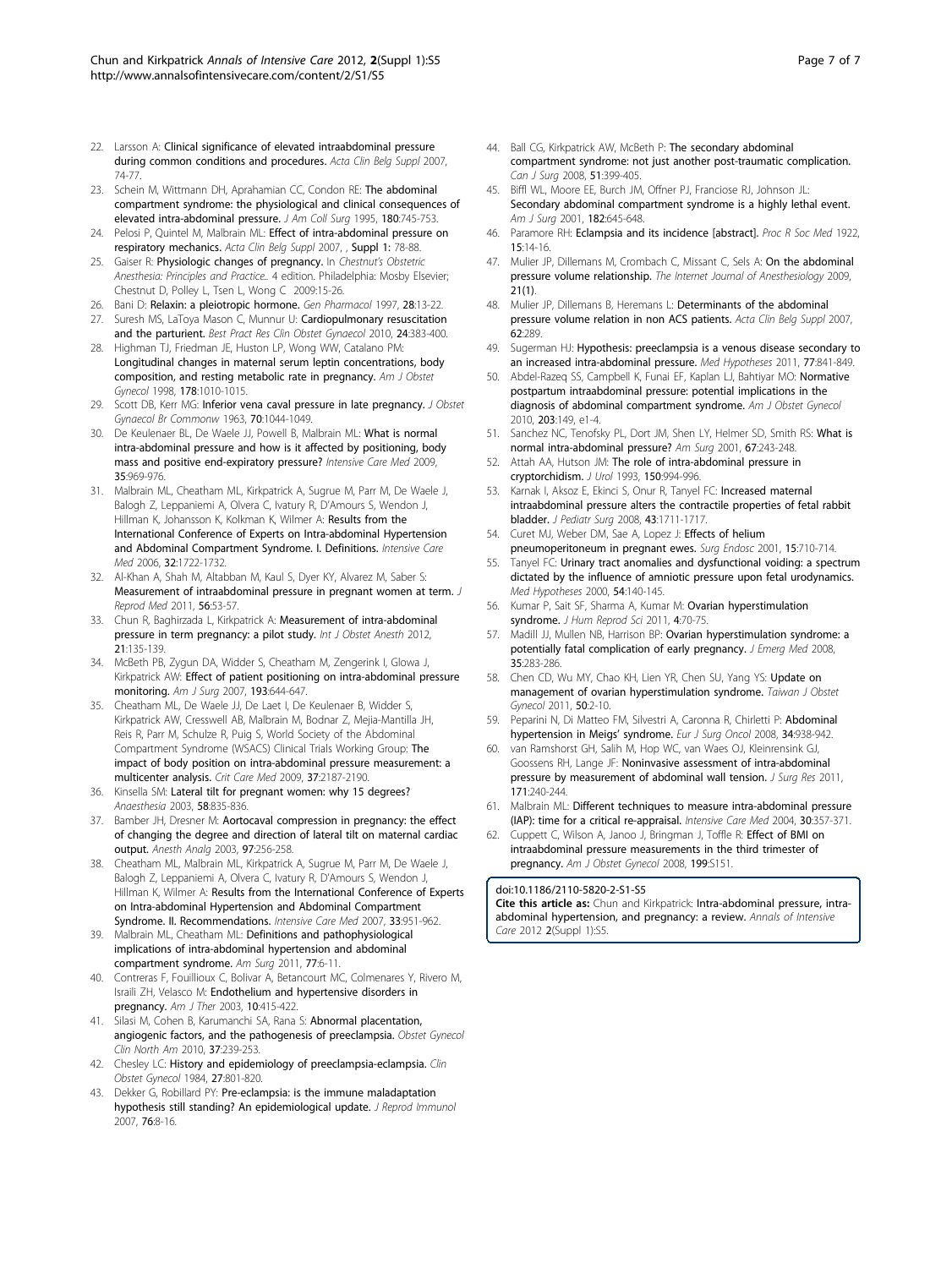22. Larsson A: **Clinical significance of elevated intraabdominal pressure during common conditions and procedures.** *Acta Clin Belg Suppl* 2007, 74-77.
23. Schein M, Wittmann DH, Aprahamian CC, Condon RE: **The abdominal compartment syndrome: the physiological and clinical consequences of elevated intra-abdominal pressure.** *J Am Coll Surg* 1995, **180**:745-753.
24. Pelosi P, Quintel M, Malbrain ML: **Effect of intra-abdominal pressure on respiratory mechanics.** *Acta Clin Belg Suppl* 2007, , **Suppl 1**: 78-88.
25. Gaiser R: **Physiologic changes of pregnancy.** In *Chestnut's Obstetric Anesthesia: Principles and Practice..* 4 edition. Philadelphia: Mosby Elsevier; Chestnut D, Polley L, Tsen L, Wong C 2009:15-26.
26. Bani D: **Relaxin: a pleiotropic hormone.** *Gen Pharmacol* 1997, **28**:13-22.
27. Suresh MS, LaToya Mason C, Munnur U: **Cardiopulmonary resuscitation and the parturient.** *Best Pract Res Clin Obstet Gynaecol* 2010, **24**:383-400.
28. Highman TJ, Friedman JE, Huston LP, Wong WW, Catalano PM: **Longitudinal changes in maternal serum leptin concentrations, body composition, and resting metabolic rate in pregnancy.** *Am J Obstet Gynecol* 1998, **178**:1010-1015.
29. Scott DB, Kerr MG: **Inferior vena caval pressure in late pregnancy.** *J Obstet Gynaecol Br Commonw* 1963, **70**:1044-1049.
30. De Keulenaer BL, De Waele JJ, Powell B, Malbrain ML: **What is normal intra-abdominal pressure and how is it affected by positioning, body mass and positive end-expiratory pressure?** *Intensive Care Med* 2009, **35**:969-976.
31. Malbrain ML, Cheatham ML, Kirkpatrick A, Sugrue M, Parr M, De Waele J, Balogh Z, Leppaniemi A, Olvera C, Ivatury R, D'Amours S, Wendon J, Hillman K, Johansson K, Kolkman K, Wilmer A: **Results from the International Conference of Experts on Intra-abdominal Hypertension and Abdominal Compartment Syndrome. I. Definitions.** *Intensive Care Med* 2006, **32**:1722-1732.
32. Al-Khan A, Shah M, Altabban M, Kaul S, Dyer KY, Alvarez M, Saber S: **Measurement of intraabdominal pressure in pregnant women at term.** *J Reprod Med* 2011, **56**:53-57.
33. Chun R, Baghirzada L, Kirkpatrick A: **Measurement of intra-abdominal pressure in term pregnancy: a pilot study.** *Int J Obstet Anesth* 2012, **21**:135-139.
34. McBeth PB, Zygun DA, Widder S, Cheatham M, Zengerink I, Glowa J, Kirkpatrick AW: **Effect of patient positioning on intra-abdominal pressure monitoring.** *Am J Surg* 2007, **193**:644-647.
35. Cheatham ML, De Waele JJ, De Laet I, De Keulenaer B, Widder S, Kirkpatrick AW, Cresswell AB, Malbrain M, Bodnar Z, Mejia-Mantilla JH, Reis R, Parr M, Schulze R, Puig S, World Society of the Abdominal Compartment Syndrome (WSACS) Clinical Trials Working Group: **The impact of body position on intra-abdominal pressure measurement: a multicenter analysis.** *Crit Care Med* 2009, **37**:2187-2190.
36. Kinsella SM: **Lateral tilt for pregnant women: why 15 degrees?** *Anaesthesia* 2003, **58**:835-836.
37. Bamber JH, Dresner M: **Aortocaval compression in pregnancy: the effect of changing the degree and direction of lateral tilt on maternal cardiac output.** *Anesth Analg* 2003, **97**:256-258.
38. Cheatham ML, Malbrain ML, Kirkpatrick A, Sugrue M, Parr M, De Waele J, Balogh Z, Leppaniemi A, Olvera C, Ivatury R, D'Amours S, Wendon J, Hillman K, Wilmer A: **Results from the International Conference of Experts on Intra-abdominal Hypertension and Abdominal Compartment Syndrome. II. Recommendations.** *Intensive Care Med* 2007, **33**:951-962.
39. Malbrain ML, Cheatham ML: **Definitions and pathophysiological implications of intra-abdominal hypertension and abdominal compartment syndrome.** *Am Surg* 2011, **77**:6-11.
40. Contreras F, Fouillioux C, Bolivar A, Betancourt MC, Colmenares Y, Rivero M, Israili ZH, Velasco M: **Endothelium and hypertensive disorders in pregnancy.** *Am J Ther* 2003, **10**:415-422.
41. Silasi M, Cohen B, Karumanchi SA, Rana S: **Abnormal placentation, angiogenic factors, and the pathogenesis of preeclampsia.** *Obstet Gynecol Clin North Am* 2010, **37**:239-253.
42. Chesley LC: **History and epidemiology of preeclampsia-eclampsia.** *Clin Obstet Gynecol* 1984, **27**:801-820.
43. Dekker G, Robillard PY: **Pre-eclampsia: is the immune maladaptation hypothesis still standing? An epidemiological update.** *J Reprod Immunol* 2007, **76**:8-16.
44. Ball CG, Kirkpatrick AW, McBeth P: **The secondary abdominal compartment syndrome: not just another post-traumatic complication.** *Can J Surg* 2008, **51**:399-405.
45. Biffl WL, Moore EE, Burch JM, Offner PJ, Franciose RJ, Johnson JL: **Secondary abdominal compartment syndrome is a highly lethal event.** *Am J Surg* 2001, **182**:645-648.
46. Paramore RH: **Eclampsia and its incidence [abstract].** *Proc R Soc Med* 1922, **15**:14-16.
47. Mulier JP, Dillemans M, Crombach C, Missant C, Sels A: **On the abdominal pressure volume relationship.** *The Internet Journal of Anesthesiology* 2009, **21(1)**.
48. Mulier JP, Dillemans B, Heremans L: **Determinants of the abdominal pressure volume relation in non ACS patients.** *Acta Clin Belg Suppl* 2007, **62**:289.
49. Sugerman HJ: **Hypothesis: preeclampsia is a venous disease secondary to an increased intra-abdominal pressure.** *Med Hypotheses* 2011, **77**:841-849.
50. Abdel-Razeq SS, Campbell K, Funai EF, Kaplan LJ, Bahtiyar MO: **Normative postpartum intraabdominal pressure: potential implications in the diagnosis of abdominal compartment syndrome.** *Am J Obstet Gynecol* 2010, **203**:149, e1-4.
51. Sanchez NC, Tenofsky PL, Dort JM, Shen LY, Helmer SD, Smith RS: **What is normal intra-abdominal pressure?** *Am Surg* 2001, **67**:243-248.
52. Attah AA, Hutson JM: **The role of intra-abdominal pressure in cryptorchidism.** *J Urol* 1993, **150**:994-996.
53. Karnak I, Aksoz E, Ekinci S, Onur R, Tanyel FC: **Increased maternal intraabdominal pressure alters the contractile properties of fetal rabbit bladder.** *J Pediatr Surg* 2008, **43**:1711-1717.
54. Curet MJ, Weber DM, Sae A, Lopez J: **Effects of helium pneumoperitoneum in pregnant ewes.** *Surg Endosc* 2001, **15**:710-714.
55. Tanyel FC: **Urinary tract anomalies and dysfunctional voiding: a spectrum dictated by the influence of amniotic pressure upon fetal urodynamics.** *Med Hypotheses* 2000, **54**:140-145.
56. Kumar P, Sait SF, Sharma A, Kumar M: **Ovarian hyperstimulation syndrome.** *J Hum Reprod Sci* 2011, **4**:70-75.
57. Madill JJ, Mullen NB, Harrison BP: **Ovarian hyperstimulation syndrome: a potentially fatal complication of early pregnancy.** *J Emerg Med* 2008, **35**:283-286.
58. Chen CD, Wu MY, Chao KH, Lien YR, Chen SU, Yang YS: **Update on management of ovarian hyperstimulation syndrome.** *Taiwan J Obstet Gynecol* 2011, **50**:2-10.
59. Peparini N, Di Matteo FM, Silvestri A, Caronna R, Chirletti P: **Abdominal hypertension in Meigs' syndrome.** *Eur J Surg Oncol* 2008, **34**:938-942.
60. van Ramshorst GH, Salih M, Hop WC, van Waes OJ, Kleinrensink GJ, Goossens RH, Lange JF: **Noninvasive assessment of intra-abdominal pressure by measurement of abdominal wall tension.** *J Surg Res* 2011, **171**:240-244.
61. Malbrain ML: **Different techniques to measure intra-abdominal pressure (IAP): time for a critical re-appraisal.** *Intensive Care Med* 2004, **30**:357-371.
62. Cuppett C, Wilson A, Janoo J, Bringman J, Toffle R: **Effect of BMI on intraabdominal pressure measurements in the third trimester of pregnancy.** *Am J Obstet Gynecol* 2008, **199**:S151.

doi:10.1186/2110-5820-2-S1-S5

**Cite this article as:** Chun and Kirkpatrick: Intra-abdominal pressure, intra-abdominal hypertension, and pregnancy: a review. *Annals of Intensive Care* 2012 **2**(Suppl 1):S5.